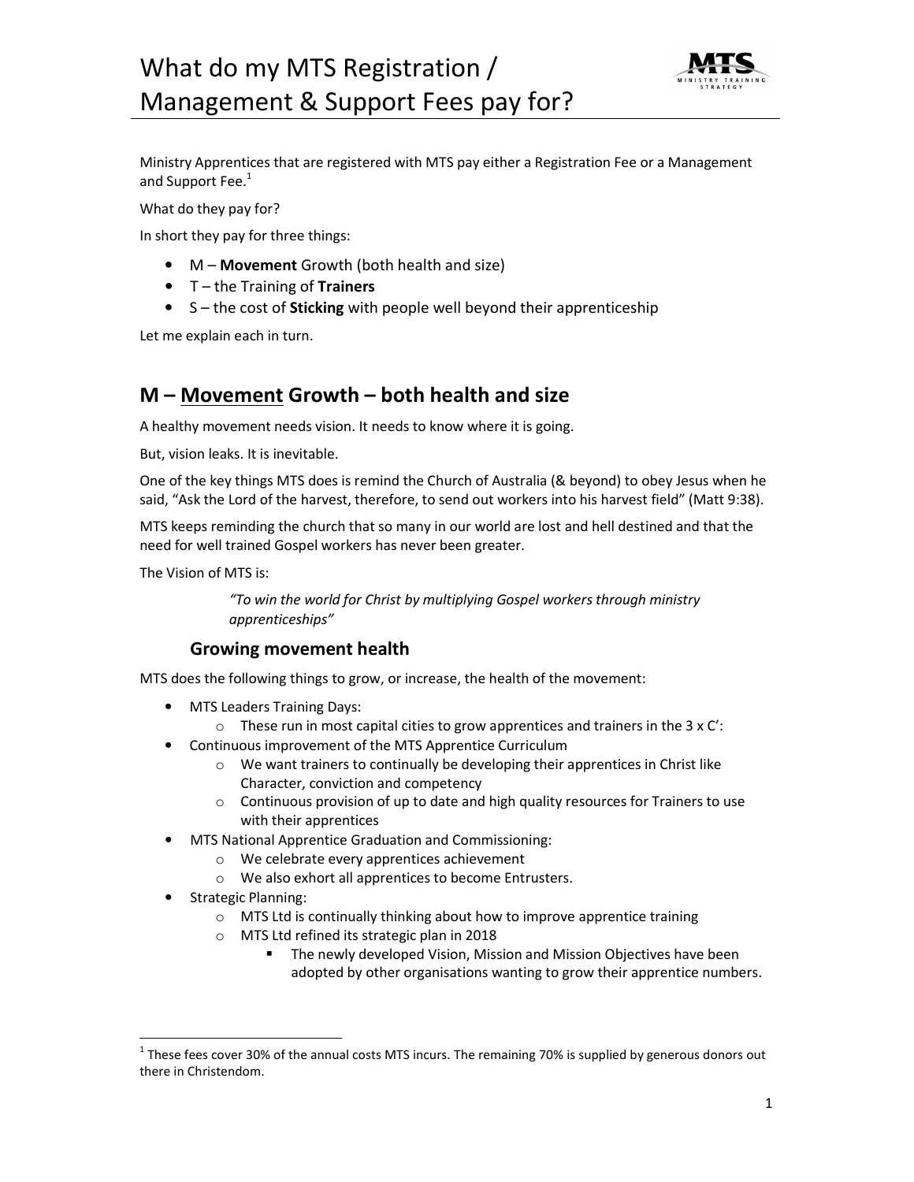# What do my MTS Registration / Management & Support Fees pay for?

Ministry Apprentices that are registered with MTS pay either a Registration Fee or a Management and Support Fee.[1]

What do they pay for?

In short they pay for three things:

- M – **Movement** Growth (both health and size)
- T – the Training of **Trainers**
- S – the cost of **Sticking** with people well beyond their apprenticeship

Let me explain each in turn.

## M – <u>Movement</u> Growth – both health and size

A healthy movement needs vision. It needs to know where it is going.

But, vision leaks. It is inevitable.

One of the key things MTS does is remind the Church of Australia (& beyond) to obey Jesus when he said, "Ask the Lord of the harvest, therefore, to send out workers into his harvest field" (Matt 9:38).

MTS keeps reminding the church that so many in our world are lost and hell destined and that the need for well trained Gospel workers has never been greater.

The Vision of MTS is:

> *"To win the world for Christ by multiplying Gospel workers through ministry apprenticeships"*

### Growing movement health

MTS does the following things to grow, or increase, the health of the movement:

- MTS Leaders Training Days:
  - These run in most capital cities to grow apprentices and trainers in the 3 x C':
- Continuous improvement of the MTS Apprentice Curriculum
  - We want trainers to continually be developing their apprentices in Christ like Character, conviction and competency
  - Continuous provision of up to date and high quality resources for Trainers to use with their apprentices
- MTS National Apprentice Graduation and Commissioning:
  - We celebrate every apprentices achievement
  - We also exhort all apprentices to become Entrusters.
- Strategic Planning:
  - MTS Ltd is continually thinking about how to improve apprentice training
  - MTS Ltd refined its strategic plan in 2018
    - The newly developed Vision, Mission and Mission Objectives have been adopted by other organisations wanting to grow their apprentice numbers.

[1] These fees cover 30% of the annual costs MTS incurs. The remaining 70% is supplied by generous donors out there in Christendom.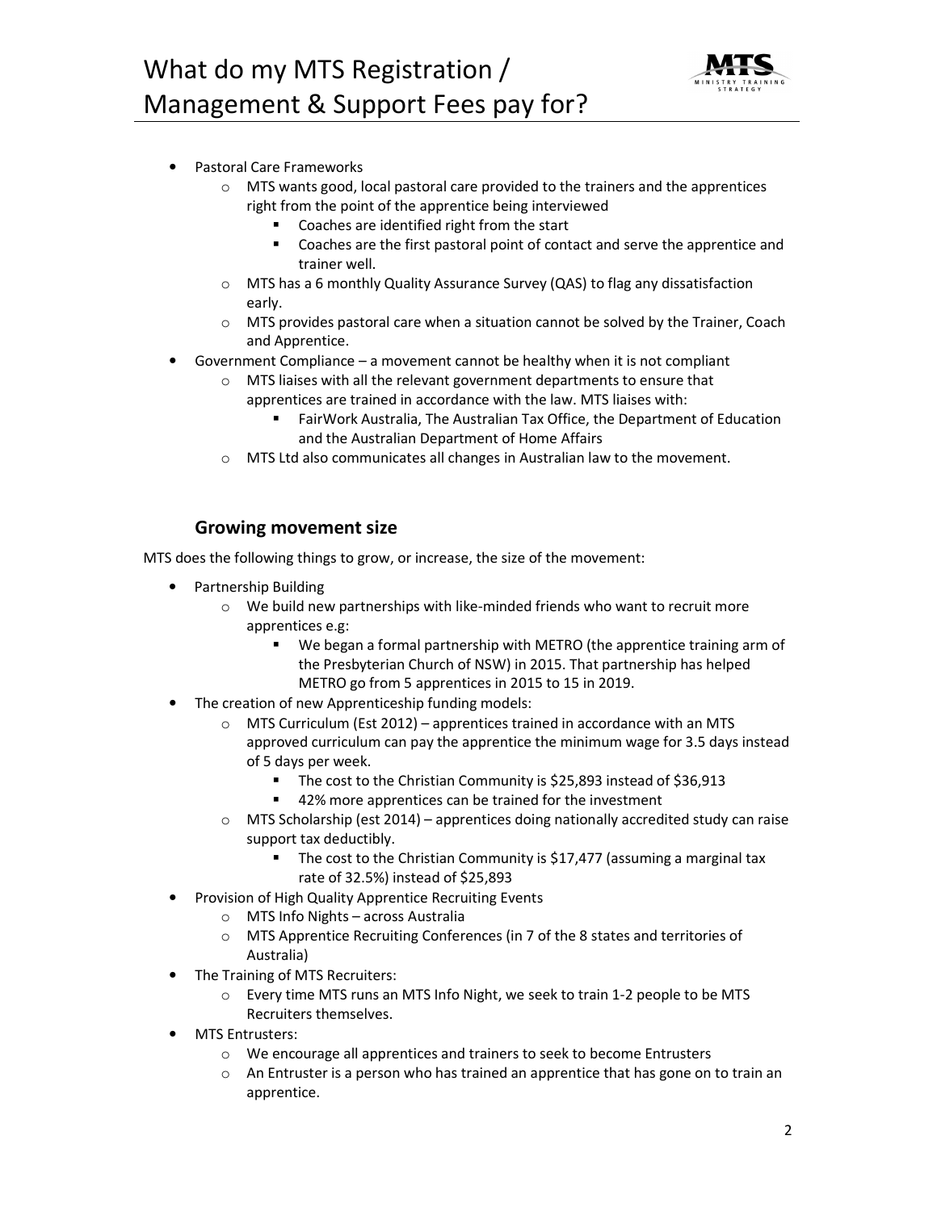- Pastoral Care Frameworks
  - MTS wants good, local pastoral care provided to the trainers and the apprentices right from the point of the apprentice being interviewed
    - Coaches are identified right from the start
    - Coaches are the first pastoral point of contact and serve the apprentice and trainer well.
  - MTS has a 6 monthly Quality Assurance Survey (QAS) to flag any dissatisfaction early.
  - MTS provides pastoral care when a situation cannot be solved by the Trainer, Coach and Apprentice.
- Government Compliance – a movement cannot be healthy when it is not compliant
  - MTS liaises with all the relevant government departments to ensure that apprentices are trained in accordance with the law. MTS liaises with:
    - FairWork Australia, The Australian Tax Office, the Department of Education and the Australian Department of Home Affairs
  - MTS Ltd also communicates all changes in Australian law to the movement.

### Growing movement size

MTS does the following things to grow, or increase, the size of the movement:

- Partnership Building
  - We build new partnerships with like-minded friends who want to recruit more apprentices e.g:
    - We began a formal partnership with METRO (the apprentice training arm of the Presbyterian Church of NSW) in 2015. That partnership has helped METRO go from 5 apprentices in 2015 to 15 in 2019.
- The creation of new Apprenticeship funding models:
  - MTS Curriculum (Est 2012) – apprentices trained in accordance with an MTS approved curriculum can pay the apprentice the minimum wage for 3.5 days instead of 5 days per week.
    - The cost to the Christian Community is $25,893 instead of $36,913
    - 42% more apprentices can be trained for the investment
  - MTS Scholarship (est 2014) – apprentices doing nationally accredited study can raise support tax deductibly.
    - The cost to the Christian Community is $17,477 (assuming a marginal tax rate of 32.5%) instead of $25,893
- Provision of High Quality Apprentice Recruiting Events
  - MTS Info Nights – across Australia
  - MTS Apprentice Recruiting Conferences (in 7 of the 8 states and territories of Australia)
- The Training of MTS Recruiters:
  - Every time MTS runs an MTS Info Night, we seek to train 1-2 people to be MTS Recruiters themselves.
- MTS Entrusters:
  - We encourage all apprentices and trainers to seek to become Entrusters
  - An Entruster is a person who has trained an apprentice that has gone on to train an apprentice.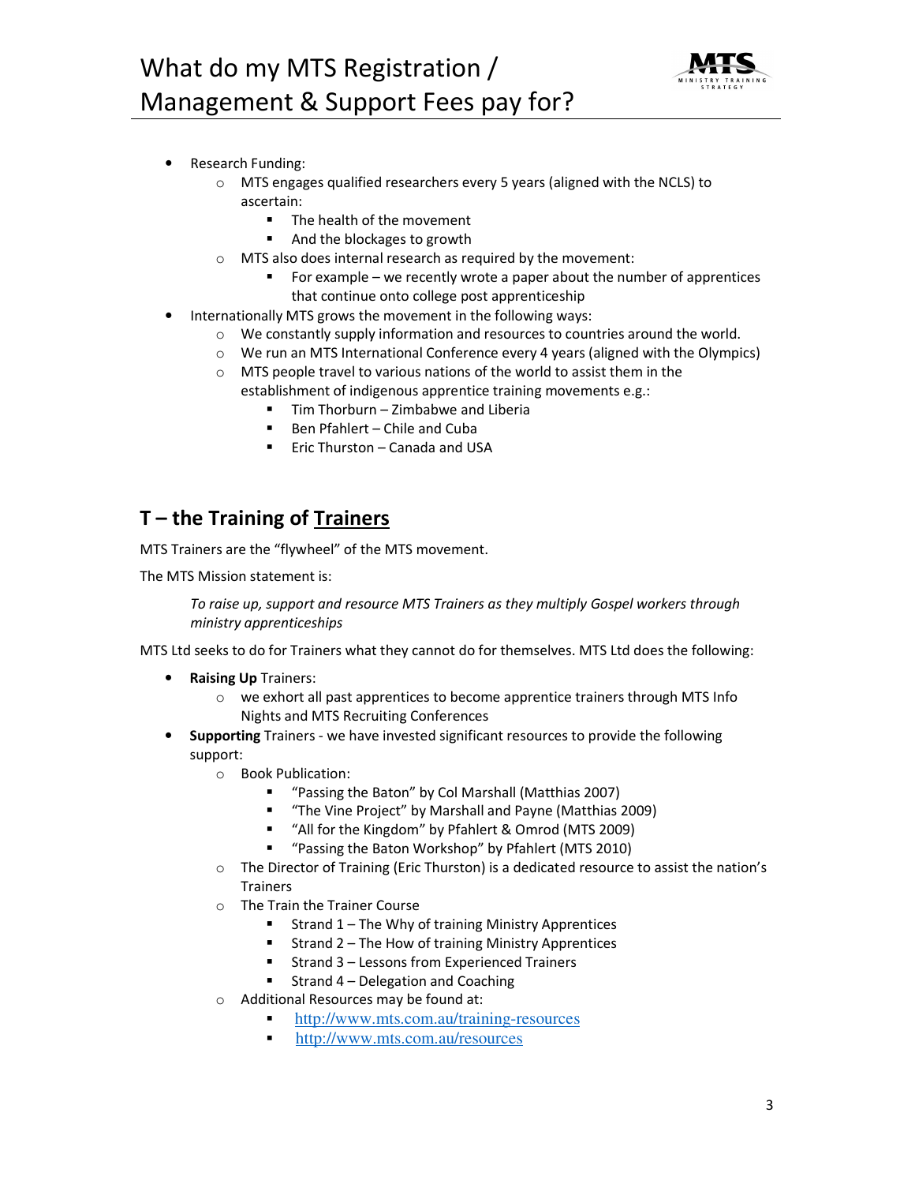- Research Funding:
  - MTS engages qualified researchers every 5 years (aligned with the NCLS) to ascertain:
    - The health of the movement
    - And the blockages to growth
  - MTS also does internal research as required by the movement:
    - For example – we recently wrote a paper about the number of apprentices that continue onto college post apprenticeship
- Internationally MTS grows the movement in the following ways:
  - We constantly supply information and resources to countries around the world.
  - We run an MTS International Conference every 4 years (aligned with the Olympics)
  - MTS people travel to various nations of the world to assist them in the establishment of indigenous apprentice training movements e.g.:
    - Tim Thorburn – Zimbabwe and Liberia
    - Ben Pfahlert – Chile and Cuba
    - Eric Thurston – Canada and USA

## T – the Training of <u>Trainers</u>

MTS Trainers are the "flywheel" of the MTS movement.

The MTS Mission statement is:

> *To raise up, support and resource MTS Trainers as they multiply Gospel workers through ministry apprenticeships*

MTS Ltd seeks to do for Trainers what they cannot do for themselves. MTS Ltd does the following:

- **Raising Up** Trainers:
  - we exhort all past apprentices to become apprentice trainers through MTS Info Nights and MTS Recruiting Conferences
- **Supporting** Trainers - we have invested significant resources to provide the following support:
  - Book Publication:
    - "Passing the Baton" by Col Marshall (Matthias 2007)
    - "The Vine Project" by Marshall and Payne (Matthias 2009)
    - "All for the Kingdom" by Pfahlert & Omrod (MTS 2009)
    - "Passing the Baton Workshop" by Pfahlert (MTS 2010)
  - The Director of Training (Eric Thurston) is a dedicated resource to assist the nation's Trainers
  - The Train the Trainer Course
    - Strand 1 – The Why of training Ministry Apprentices
    - Strand 2 – The How of training Ministry Apprentices
    - Strand 3 – Lessons from Experienced Trainers
    - Strand 4 – Delegation and Coaching
  - Additional Resources may be found at:
    - http://www.mts.com.au/training-resources
    - http://www.mts.com.au/resources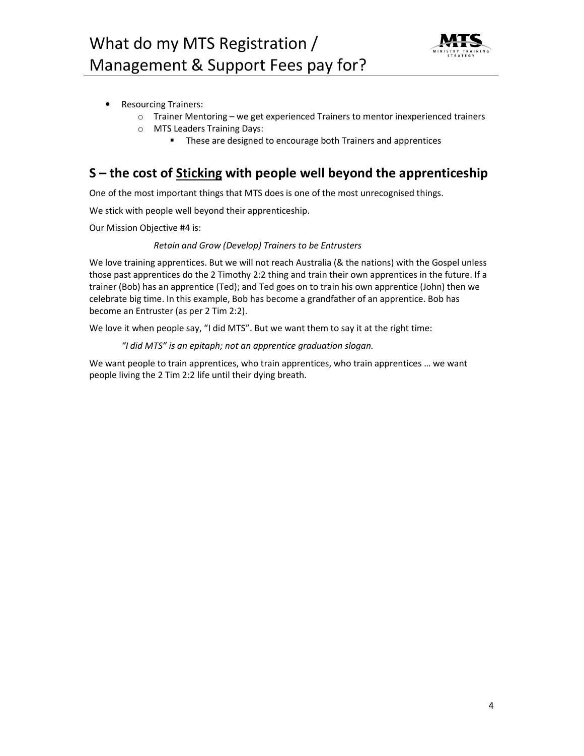- Resourcing Trainers:
    - Trainer Mentoring – we get experienced Trainers to mentor inexperienced trainers
    - MTS Leaders Training Days:
        - These are designed to encourage both Trainers and apprentices

## S – the cost of <u>Sticking</u> with people well beyond the apprenticeship

One of the most important things that MTS does is one of the most unrecognised things.

We stick with people well beyond their apprenticeship.

Our Mission Objective #4 is:

> *Retain and Grow (Develop) Trainers to be Entrusters*

We love training apprentices. But we will not reach Australia (& the nations) with the Gospel unless those past apprentices do the 2 Timothy 2:2 thing and train their own apprentices in the future. If a trainer (Bob) has an apprentice (Ted); and Ted goes on to train his own apprentice (John) then we celebrate big time. In this example, Bob has become a grandfather of an apprentice. Bob has become an Entruster (as per 2 Tim 2:2).

We love it when people say, "I did MTS". But we want them to say it at the right time:

> *"I did MTS" is an epitaph; not an apprentice graduation slogan.*

We want people to train apprentices, who train apprentices, who train apprentices … we want people living the 2 Tim 2:2 life until their dying breath.